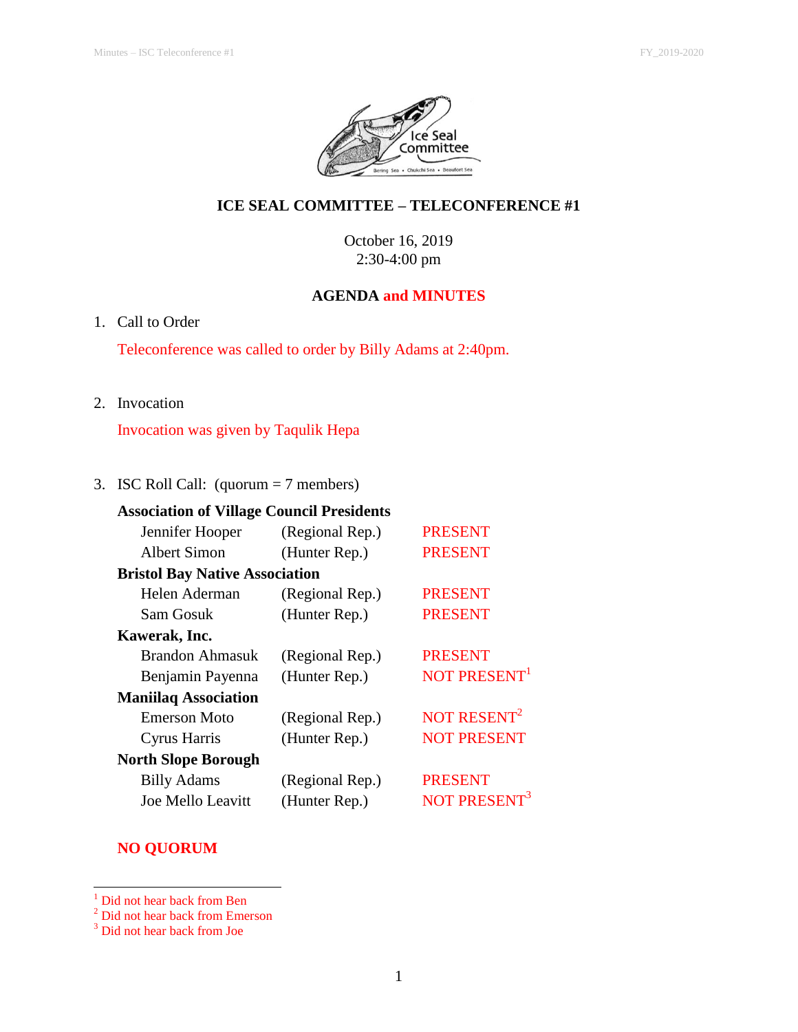# ICE SEAL COMMITTEE – TELECONFERENCE #1

October 16, 2019
2:30-4:00 pm

## AGENDA and MINUTES

1. Call to Order

   Teleconference was called to order by Billy Adams at 2:40pm.

2. Invocation

   Invocation was given by Taqulik Hepa

3. ISC Roll Call: (quorum = 7 members)

**Association of Village Council Presidents**

| | | |
|---|---|---|
| Jennifer Hooper | (Regional Rep.) | PRESENT |
| Albert Simon | (Hunter Rep.) | PRESENT |

**Bristol Bay Native Association**

| | | |
|---|---|---|
| Helen Aderman | (Regional Rep.) | PRESENT |
| Sam Gosuk | (Hunter Rep.) | PRESENT |

**Kawerak, Inc.**

| | | |
|---|---|---|
| Brandon Ahmasuk | (Regional Rep.) | PRESENT |
| Benjamin Payenna | (Hunter Rep.) | NOT PRESENT[1] |

**Maniilaq Association**

| | | |
|---|---|---|
| Emerson Moto | (Regional Rep.) | NOT RESENT[2] |
| Cyrus Harris | (Hunter Rep.) | NOT PRESENT |

**North Slope Borough**

| | | |
|---|---|---|
| Billy Adams | (Regional Rep.) | PRESENT |
| Joe Mello Leavitt | (Hunter Rep.) | NOT PRESENT[3] |

**NO QUORUM**

---

[1] Did not hear back from Ben
[2] Did not hear back from Emerson
[3] Did not hear back from Joe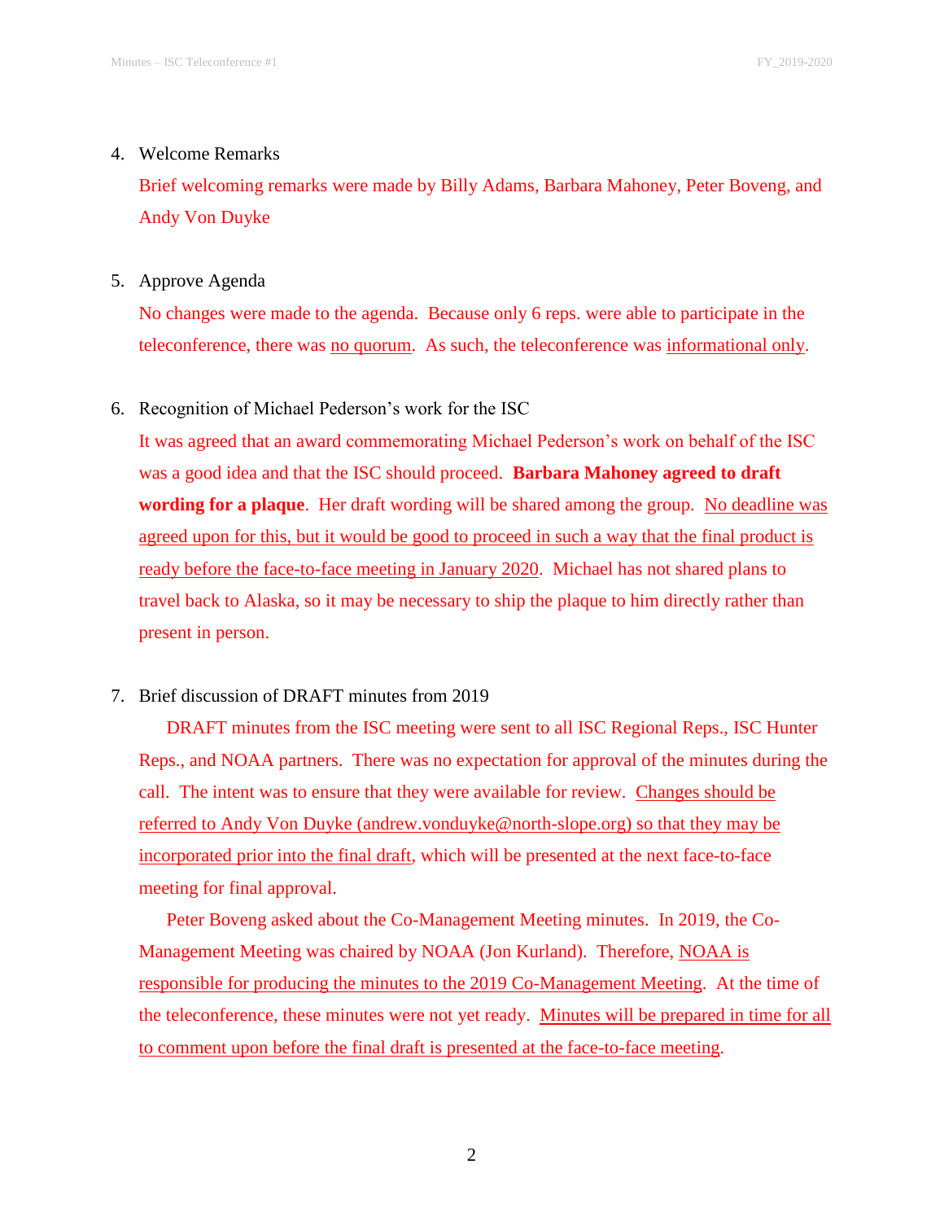4. Welcome Remarks

   Brief welcoming remarks were made by Billy Adams, Barbara Mahoney, Peter Boveng, and Andy Von Duyke

5. Approve Agenda

   No changes were made to the agenda. Because only 6 reps. were able to participate in the teleconference, there was <u>no quorum</u>. As such, the teleconference was <u>informational only</u>.

6. Recognition of Michael Pederson's work for the ISC

   It was agreed that an award commemorating Michael Pederson's work on behalf of the ISC was a good idea and that the ISC should proceed. **Barbara Mahoney agreed to draft wording for a plaque**. Her draft wording will be shared among the group. <u>No deadline was agreed upon for this, but it would be good to proceed in such a way that the final product is ready before the face-to-face meeting in January 2020</u>. Michael has not shared plans to travel back to Alaska, so it may be necessary to ship the plaque to him directly rather than present in person.

7. Brief discussion of DRAFT minutes from 2019

   DRAFT minutes from the ISC meeting were sent to all ISC Regional Reps., ISC Hunter Reps., and NOAA partners. There was no expectation for approval of the minutes during the call. The intent was to ensure that they were available for review. <u>Changes should be referred to Andy Von Duyke (andrew.vonduyke@north-slope.org) so that they may be incorporated prior into the final draft</u>, which will be presented at the next face-to-face meeting for final approval.

   Peter Boveng asked about the Co-Management Meeting minutes. In 2019, the Co-Management Meeting was chaired by NOAA (Jon Kurland). Therefore, <u>NOAA is responsible for producing the minutes to the 2019 Co-Management Meeting</u>. At the time of the teleconference, these minutes were not yet ready. <u>Minutes will be prepared in time for all to comment upon before the final draft is presented at the face-to-face meeting</u>.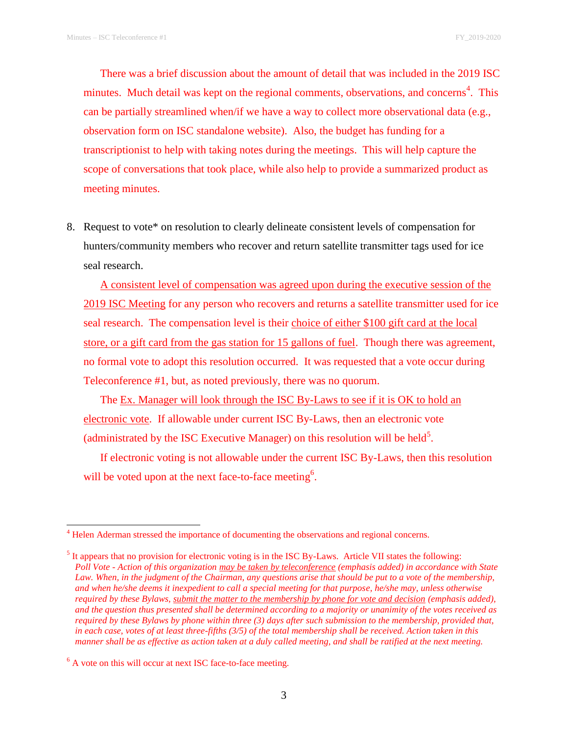There was a brief discussion about the amount of detail that was included in the 2019 ISC minutes. Much detail was kept on the regional comments, observations, and concerns[4]. This can be partially streamlined when/if we have a way to collect more observational data (e.g., observation form on ISC standalone website). Also, the budget has funding for a transcriptionist to help with taking notes during the meetings. This will help capture the scope of conversations that took place, while also help to provide a summarized product as meeting minutes.

8. Request to vote* on resolution to clearly delineate consistent levels of compensation for hunters/community members who recover and return satellite transmitter tags used for ice seal research.

   <u>A consistent level of compensation was agreed upon during the executive session of the 2019 ISC Meeting</u> for any person who recovers and returns a satellite transmitter used for ice seal research. The compensation level is their <u>choice of either $100 gift card at the local store, or a gift card from the gas station for 15 gallons of fuel</u>. Though there was agreement, no formal vote to adopt this resolution occurred. It was requested that a vote occur during Teleconference #1, but, as noted previously, there was no quorum.

   The <u>Ex. Manager will look through the ISC By-Laws to see if it is OK to hold an electronic vote</u>. If allowable under current ISC By-Laws, then an electronic vote (administrated by the ISC Executive Manager) on this resolution will be held[5].

   If electronic voting is not allowable under the current ISC By-Laws, then this resolution will be voted upon at the next face-to-face meeting[6].

---

[4] Helen Aderman stressed the importance of documenting the observations and regional concerns.

[5] It appears that no provision for electronic voting is in the ISC By-Laws. Article VII states the following:
*Poll Vote - Action of this organization <u>may be taken by teleconference</u> (emphasis added) in accordance with State Law. When, in the judgment of the Chairman, any questions arise that should be put to a vote of the membership, and when he/she deems it inexpedient to call a special meeting for that purpose, he/she may, unless otherwise required by these Bylaws, <u>submit the matter to the membership by phone for vote and decision</u> (emphasis added), and the question thus presented shall be determined according to a majority or unanimity of the votes received as required by these Bylaws by phone within three (3) days after such submission to the membership, provided that, in each case, votes of at least three-fifths (3/5) of the total membership shall be received. Action taken in this manner shall be as effective as action taken at a duly called meeting, and shall be ratified at the next meeting.*

[6] A vote on this will occur at next ISC face-to-face meeting.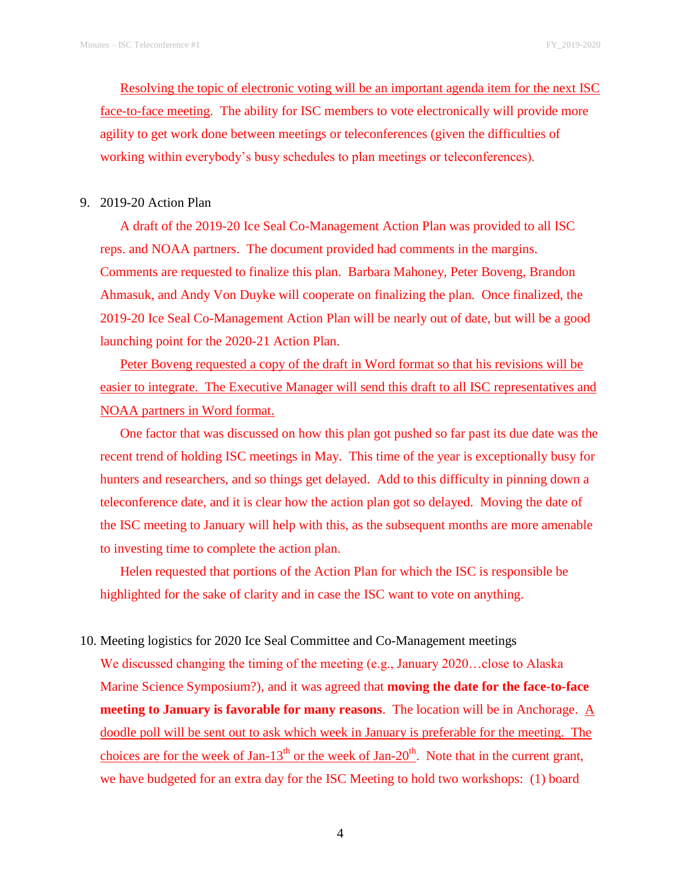Resolving the topic of electronic voting will be an important agenda item for the next ISC face-to-face meeting. The ability for ISC members to vote electronically will provide more agility to get work done between meetings or teleconferences (given the difficulties of working within everybody's busy schedules to plan meetings or teleconferences).

9. 2019-20 Action Plan

   A draft of the 2019-20 Ice Seal Co-Management Action Plan was provided to all ISC reps. and NOAA partners. The document provided had comments in the margins. Comments are requested to finalize this plan. Barbara Mahoney, Peter Boveng, Brandon Ahmasuk, and Andy Von Duyke will cooperate on finalizing the plan. Once finalized, the 2019-20 Ice Seal Co-Management Action Plan will be nearly out of date, but will be a good launching point for the 2020-21 Action Plan.

   Peter Boveng requested a copy of the draft in Word format so that his revisions will be easier to integrate. The Executive Manager will send this draft to all ISC representatives and NOAA partners in Word format.

   One factor that was discussed on how this plan got pushed so far past its due date was the recent trend of holding ISC meetings in May. This time of the year is exceptionally busy for hunters and researchers, and so things get delayed. Add to this difficulty in pinning down a teleconference date, and it is clear how the action plan got so delayed. Moving the date of the ISC meeting to January will help with this, as the subsequent months are more amenable to investing time to complete the action plan.

   Helen requested that portions of the Action Plan for which the ISC is responsible be highlighted for the sake of clarity and in case the ISC want to vote on anything.

10. Meeting logistics for 2020 Ice Seal Committee and Co-Management meetings

   We discussed changing the timing of the meeting (e.g., January 2020…close to Alaska Marine Science Symposium?), and it was agreed that **moving the date for the face-to-face meeting to January is favorable for many reasons**. The location will be in Anchorage. A doodle poll will be sent out to ask which week in January is preferable for the meeting. The choices are for the week of Jan-13th or the week of Jan-20th. Note that in the current grant, we have budgeted for an extra day for the ISC Meeting to hold two workshops: (1) board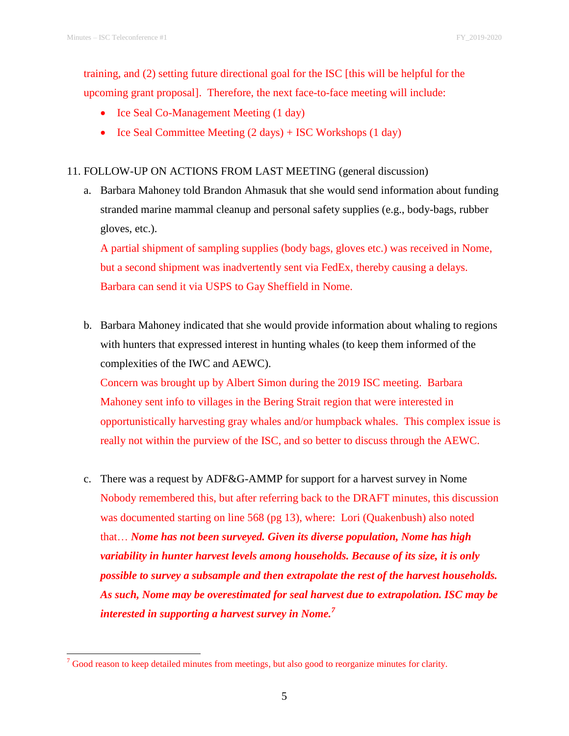training, and (2) setting future directional goal for the ISC [this will be helpful for the upcoming grant proposal]. Therefore, the next face-to-face meeting will include:

- Ice Seal Co-Management Meeting (1 day)
- Ice Seal Committee Meeting (2 days) + ISC Workshops (1 day)

11. FOLLOW-UP ON ACTIONS FROM LAST MEETING (general discussion)

a. Barbara Mahoney told Brandon Ahmasuk that she would send information about funding stranded marine mammal cleanup and personal safety supplies (e.g., body-bags, rubber gloves, etc.).
A partial shipment of sampling supplies (body bags, gloves etc.) was received in Nome, but a second shipment was inadvertently sent via FedEx, thereby causing a delays. Barbara can send it via USPS to Gay Sheffield in Nome.

b. Barbara Mahoney indicated that she would provide information about whaling to regions with hunters that expressed interest in hunting whales (to keep them informed of the complexities of the IWC and AEWC).
Concern was brought up by Albert Simon during the 2019 ISC meeting. Barbara Mahoney sent info to villages in the Bering Strait region that were interested in opportunistically harvesting gray whales and/or humpback whales. This complex issue is really not within the purview of the ISC, and so better to discuss through the AEWC.

c. There was a request by ADF&G-AMMP for support for a harvest survey in Nome
Nobody remembered this, but after referring back to the DRAFT minutes, this discussion was documented starting on line 568 (pg 13), where: Lori (Quakenbush) also noted that… ***Nome has not been surveyed. Given its diverse population, Nome has high variability in hunter harvest levels among households. Because of its size, it is only possible to survey a subsample and then extrapolate the rest of the harvest households. As such, Nome may be overestimated for seal harvest due to extrapolation. ISC may be interested in supporting a harvest survey in Nome.***[7]

[7] Good reason to keep detailed minutes from meetings, but also good to reorganize minutes for clarity.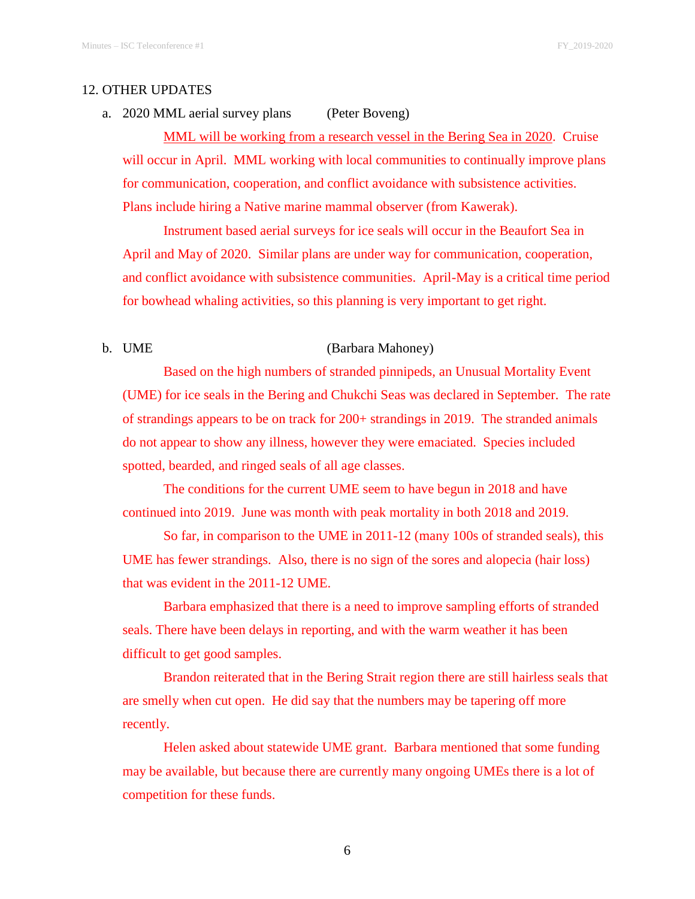## 12. OTHER UPDATES

a. 2020 MML aerial survey plans (Peter Boveng)

MML will be working from a research vessel in the Bering Sea in 2020. Cruise will occur in April. MML working with local communities to continually improve plans for communication, cooperation, and conflict avoidance with subsistence activities. Plans include hiring a Native marine mammal observer (from Kawerak).

Instrument based aerial surveys for ice seals will occur in the Beaufort Sea in April and May of 2020. Similar plans are under way for communication, cooperation, and conflict avoidance with subsistence communities. April-May is a critical time period for bowhead whaling activities, so this planning is very important to get right.

b. UME (Barbara Mahoney)

Based on the high numbers of stranded pinnipeds, an Unusual Mortality Event (UME) for ice seals in the Bering and Chukchi Seas was declared in September. The rate of strandings appears to be on track for 200+ strandings in 2019. The stranded animals do not appear to show any illness, however they were emaciated. Species included spotted, bearded, and ringed seals of all age classes.

The conditions for the current UME seem to have begun in 2018 and have continued into 2019. June was month with peak mortality in both 2018 and 2019.

So far, in comparison to the UME in 2011-12 (many 100s of stranded seals), this UME has fewer strandings. Also, there is no sign of the sores and alopecia (hair loss) that was evident in the 2011-12 UME.

Barbara emphasized that there is a need to improve sampling efforts of stranded seals. There have been delays in reporting, and with the warm weather it has been difficult to get good samples.

Brandon reiterated that in the Bering Strait region there are still hairless seals that are smelly when cut open. He did say that the numbers may be tapering off more recently.

Helen asked about statewide UME grant. Barbara mentioned that some funding may be available, but because there are currently many ongoing UMEs there is a lot of competition for these funds.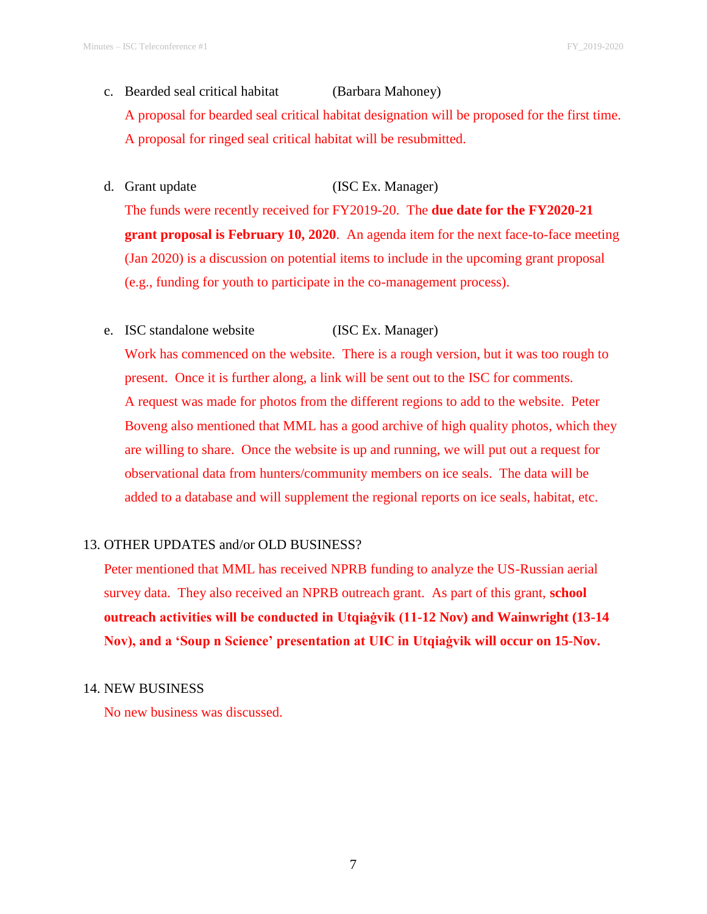c. Bearded seal critical habitat (Barbara Mahoney)

A proposal for bearded seal critical habitat designation will be proposed for the first time. A proposal for ringed seal critical habitat will be resubmitted.

d. Grant update (ISC Ex. Manager)

The funds were recently received for FY2019-20. The **due date for the FY2020-21 grant proposal is February 10, 2020**. An agenda item for the next face-to-face meeting (Jan 2020) is a discussion on potential items to include in the upcoming grant proposal (e.g., funding for youth to participate in the co-management process).

e. ISC standalone website (ISC Ex. Manager)

Work has commenced on the website. There is a rough version, but it was too rough to present. Once it is further along, a link will be sent out to the ISC for comments. A request was made for photos from the different regions to add to the website. Peter Boveng also mentioned that MML has a good archive of high quality photos, which they are willing to share. Once the website is up and running, we will put out a request for observational data from hunters/community members on ice seals. The data will be added to a database and will supplement the regional reports on ice seals, habitat, etc.

13. OTHER UPDATES and/or OLD BUSINESS?

Peter mentioned that MML has received NPRB funding to analyze the US-Russian aerial survey data. They also received an NPRB outreach grant. As part of this grant, **school outreach activities will be conducted in Utqiaġvik (11-12 Nov) and Wainwright (13-14 Nov), and a 'Soup n Science' presentation at UIC in Utqiaġvik will occur on 15-Nov.**

14. NEW BUSINESS

No new business was discussed.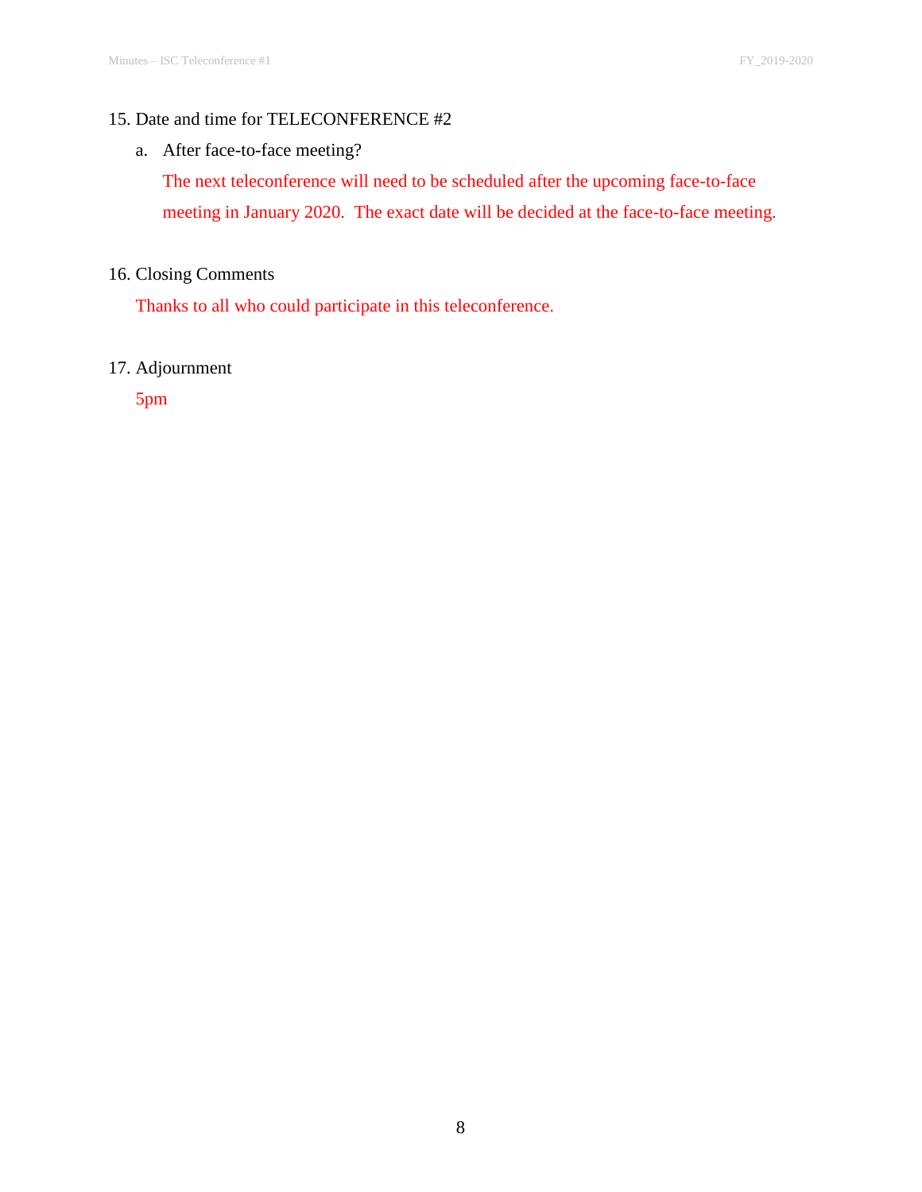15. Date and time for TELECONFERENCE #2

    a. After face-to-face meeting?

       The next teleconference will need to be scheduled after the upcoming face-to-face meeting in January 2020. The exact date will be decided at the face-to-face meeting.

16. Closing Comments

    Thanks to all who could participate in this teleconference.

17. Adjournment

    5pm